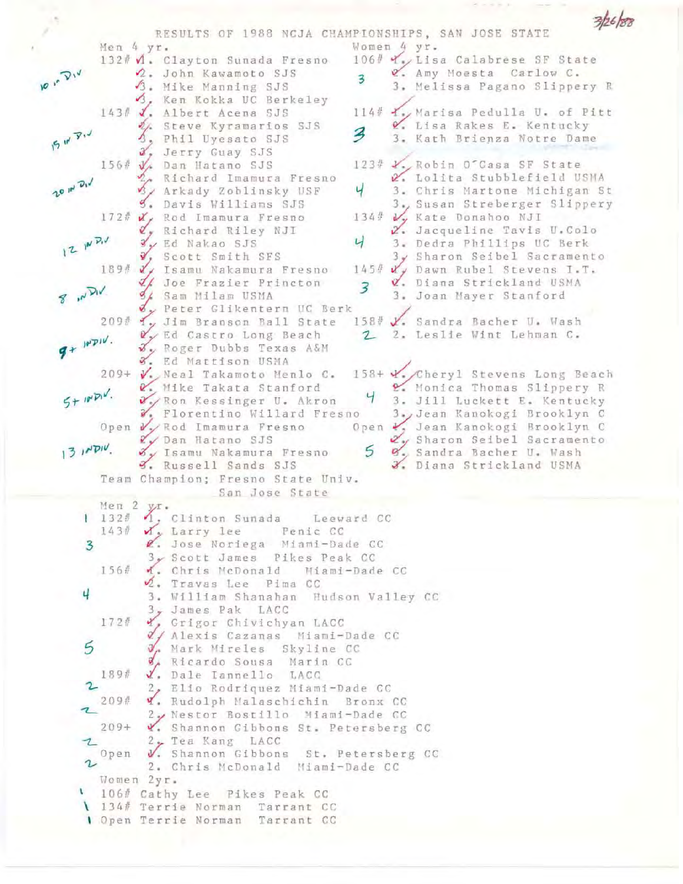3/26/88

# RESULTS OF 1988 NCJA CHAMPIONSHIPS, SAN JOSE STATE

## Men 4 yr.

**132#** (10 in Div)
1. Clayton Sunada Fresno
2. John Kawamoto SJS
3. Mike Manning SJS
3. Ken Kokka UC Berkeley

**143#** (15 in Div)
1. Albert Acena SJS
2. Steve Kyramarios SJS
3. Phil Uyesato SJS
3. Jerry Guay SJS

**156#** (20 in Div)
1. Dan Hatano SJS
2. Richard Imamura Fresno
3. Arkady Zoblinsky USF
3. Davis Williams SJS

**172#** (12 in Div)
1. Rod Imamura Fresno
2. Richard Riley NJI
3. Ed Nakao SJS
3. Scott Smith SFS

**189#** (8 in Div)
1. Isamu Nakamura Fresno
2. Joe Frazier Princeton
3. Sam Milam USMA
3. Peter Glikentern UC Berk

**209#** (9+ in Div.)
1. Jim Branson Ball State
2. Ed Castro Long Beach
3. Roger Dubbs Texas A&M
3. Ed Mattison USMA

**209+** (5+ in Div.)
1. Neal Takamoto Menlo C.
2. Mike Takata Stanford
3. Ron Kessinger U. Akron
3. Florentino Willard Fresno

**Open** (13 in Div.)
1. Rod Imamura Fresno
2. Dan Hatano SJS
3. Isamu Nakamura Fresno
3. Russell Sands SJS

Team Champion; Fresno State Univ.
San Jose State

## Women 4 yr.

**106#** (3)
1. Lisa Calabrese SF State
2. Amy Moesta Carlow C.
3. Melissa Pagano Slippery R

**114#** (3)
1. Marisa Pedulla U. of Pitt
2. Lisa Rakes E. Kentucky
3. Kath Brienza Notre Dame

**123#** (4)
1. Robin O'Casa SF State
2. Lolita Stubblefield USMA
3. Chris Martone Michigan St
3. Susan Streberger Slippery

**134#** (4)
1. Kate Donahoo NJI
2. Jacqueline Tavis U.Colo
3. Dedra Phillips UC Berk
3. Sharon Seibel Sacramento

**145#** (3)
1. Dawn Rubel Stevens I.T.
2. Diana Strickland USMA
3. Joan Mayer Stanford

**158#** (2)
1. Sandra Bacher U. Wash
2. Leslie Wint Lehman C.

**158+** (4)
1. Cheryl Stevens Long Beach
2. Monica Thomas Slippery R
3. Jill Luckett E. Kentucky
3. Jean Kanokogi Brooklyn C

**Open** (5)
1. Jean Kanokogi Brooklyn C
2. Sharon Seibel Sacramento
3. Sandra Bacher U. Wash
3. Diana Strickland USMA

## Men 2 yr.

**132#** (1)
1. Clinton Sunada Leeward CC

**143#** (3)
1. Larry lee Penic CC
2. Jose Noriega Miami-Dade CC
3. Scott James Pikes Peak CC

**156#** (4)
1. Chris McDonald Miami-Dade CC
2. Travas Lee Pima CC
3. William Shanahan Hudson Valley CC
3. James Pak LACC

**172#** (5)
1. Grigor Chivichyan LACC
2. Alexis Cazanas Miami-Dade CC
3. Mark Mireles Skyline CC
3. Ricardo Sousa Marin CC

**189#** (2)
1. Dale Iannello LACC
2. Elio Rodriquez Miami-Dade CC

**209#** (2)
1. Rudolph Malaschichin Bronx CC
2. Nestor Bostillo Miami-Dade CC

**209+** (2)
1. Shannon Gibbons St. Petersberg CC
2. Tea Kang LACC

**Open** (2)
1. Shannon Gibbons St. Petersberg CC
2. Chris McDonald Miami-Dade CC

## Women 2yr.

- 106# Cathy Lee Pikes Peak CC (1)
- 134# Terrie Norman Tarrant CC (1)
- Open Terrie Norman Tarrant CC (1)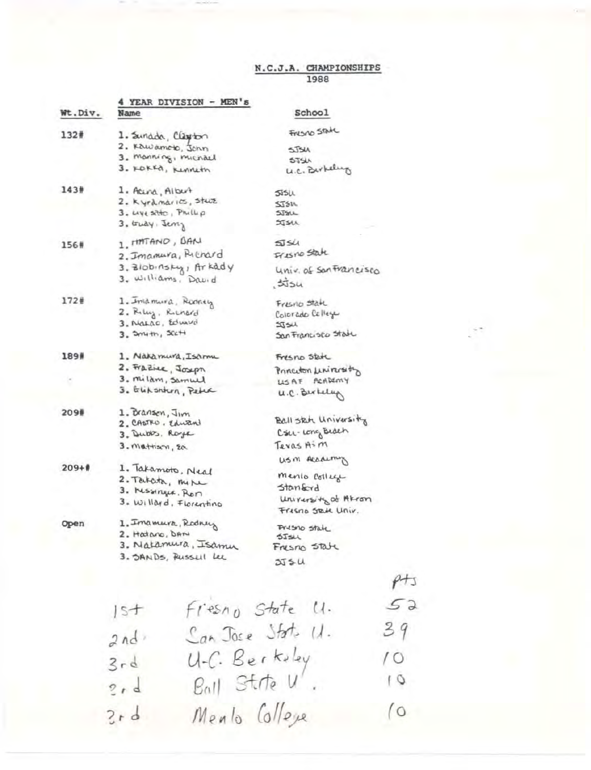## N.C.J.A. CHAMPIONSHIPS
## 1988

### 4 YEAR DIVISION - MEN's

| Wt.Div. | Name | School |
|---|---|---|
| 132# | 1. Sunada, Clayton | Fresno State |
| | 2. Kawamoto, John | SJSU |
| | 3. Manning, Michael | SJSU |
| | 3. Kokka, Kenneth | U.C. Berkeley |
| 143# | 1. Acuna, Albert | SJSU |
| | 2. Kyramarios, Steve | SJSU |
| | 3. Uyesato, Phillip | SJSU |
| | 3. Guay, Jerry | SJSU |
| 156# | 1. HATANO, DAN | SJSU |
| | 2. Imamura, Richard | Fresno State |
| | 3. Zlobinsky, Arkady | Univ. of San Francisco |
| | 3. Williams, David | SJSU |
| 172# | 1. Imamura, Rodney | Fresno State |
| | 2. Riley, Richard | Colorado College |
| | 3. Nakao, Edward | SJSU |
| | 3. Smith, Scott | San Francisco State |
| 189# | 1. Nakamura, Isamu | Fresno State |
| | 2. Frazier, Joseph | Princeton University |
| | 3. Milam, Samuel | USAF ACADEMY |
| | 3. Eriksson, Peter | U.C. Berkeley |
| 209# | 1. Bransen, Jim | Ball State University |
| | 2. CASTRO, Edward | CSU-Long Beach |
| | 3. Dubbs, Royce | Texas A&M |
| | 3. Mattison, Ed | USM Academy |
| 209+# | 1. Takamoto, Neal | Menlo College |
| | 2. Takata, Mike | Stanford |
| | 3. Nissinger, Ron | University of Akron |
| | 3. Willard, Florentino | Fresno State Univ. |
| Open | 1. Imamura, Rodney | Fresno State |
| | 2. Hatano, DAN | SJSU |
| | 3. Nakamura, Isamu | Fresno State |
| | 3. SANDS, Russell Lee | SJSU |

| | | pts |
|---|---|---|
| 1st | Fresno State U. | 52 |
| 2nd | San Jose State U. | 39 |
| 3rd | U-C. Berkeley | 10 |
| 3rd | Ball State U. | 10 |
| 3rd | Menlo College | 10 |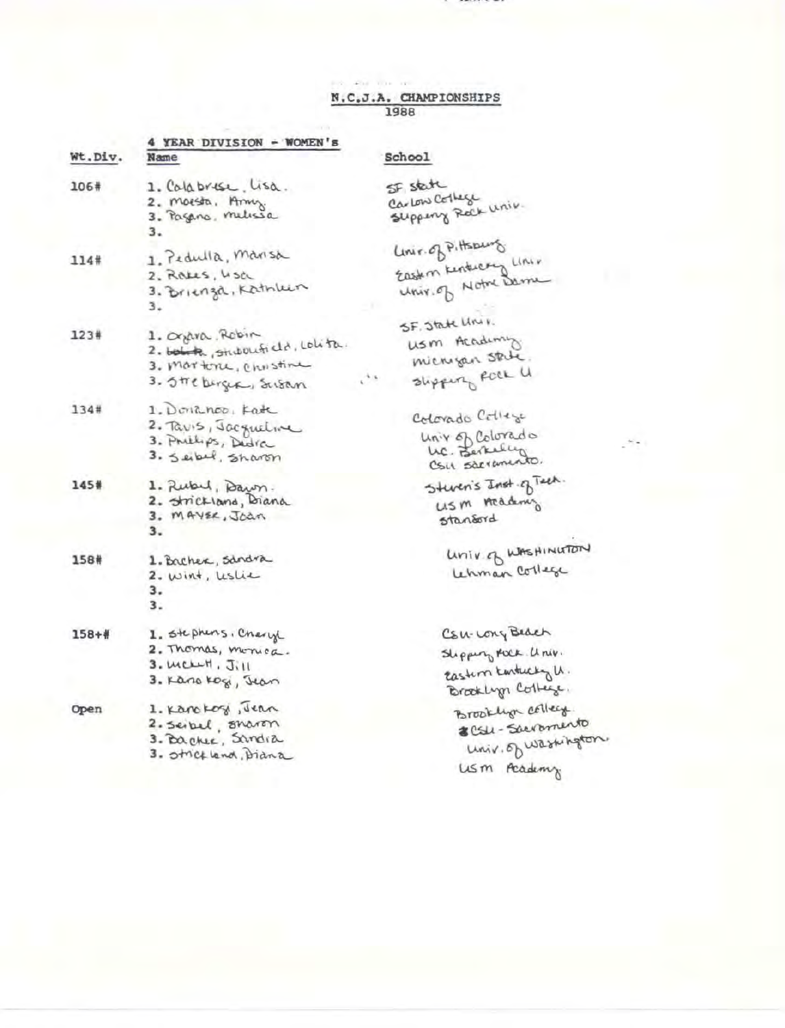N.C.J.A. CHAMPIONSHIPS
1988

4 YEAR DIVISION - WOMEN's

| Wt.Div. | Name | School |
|---|---|---|
| 106# | 1. Calabrese, Lisa. | SF State |
| | 2. Moesta, Amy | Carlow College |
| | 3. Pagano, melissa | Slippery Rock Univ. |
| | 3. | |
| 114# | 1. Pedulla, Marisa | Univ. of Pittsburg |
| | 2. Rakes, Lisa | Eastern Kentucky Univ |
| | 3. Brienza, Kathleen | Univ. of Notre Dame |
| | 3. | |
| 123# | 1. Orgara, Robin | SF. State Univ. |
| | 2. ~~~~, Stubblefield, Lolita. | USM Academy |
| | 3. Martone, Christine | Michigan State |
| | 3. Strebinger, Susan | Slippery Rock U |
| 134# | 1. Donahoo, Kate | Colorado College |
| | 2. Tavis, Jacqueline | Univ of Colorado |
| | 3. Phillips, Dedra | UC. Berkeley |
| | 3. Seibel, Sharon | CSU Sacramento. |
| 145# | 1. Rubel, Dawn. | Steven's Inst. of Tech. |
| | 2. Strickland, Diana | USM Academy |
| | 3. MAYER, Joan | Stanford |
| | 3. | |
| 158# | 1. Bacher, Sandra | Univ. of WASHINGTON |
| | 2. Wint, Leslie | Lehman College |
| | 3. | |
| | 3. | |
| 158+# | 1. Stephens, Cheryl | CSU-Long Beach |
| | 2. Thomas, Monica. | Slippery Rock Univ. |
| | 3. Mckett, Jill | Eastern Kentucky U. |
| | 3. Kanokogi, Jean | Brooklyn College. |
| Open | 1. Kanokogi, Jean | Brooklyn College |
| | 2. Seibel, Sharon | CSU - Sacramento |
| | 3. Backer, Sandra | Univ. of Washington. |
| | 3. Strickland, Diana | USM Academy |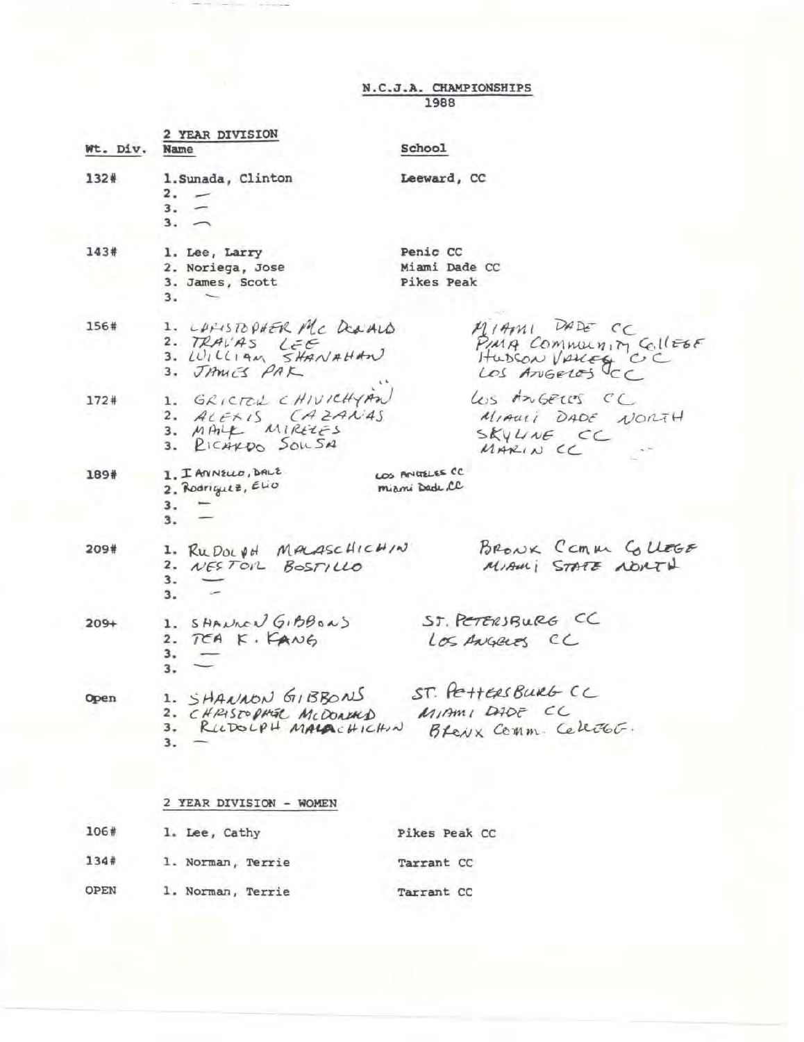## N.C.J.A. CHAMPIONSHIPS
### 1988

### 2 YEAR DIVISION

| Wt. Div. | Name | School |
|---|---|---|
| 132# | 1. Sunada, Clinton | Leeward, CC |
| | 2. — | |
| | 3. — | |
| | 3. — | |
| 143# | 1. Lee, Larry | Penic CC |
| | 2. Noriega, Jose | Miami Dade CC |
| | 3. James, Scott | Pikes Peak |
| | 3. — | |
| 156# | 1. CHRISTOPHER Mc DONALD | MIAMI DADE CC |
| | 2. TRAVAS LEE | PIMA COMMUNITY COLLEGE |
| | 3. WILLIAM SHANAHAN | HUDSON VALLEY CC |
| | 3. JAMES PAK | LOS ANGELES CC |
| 172# | 1. GRIGOR CHIVICHYAN | LOS ANGELES CC |
| | 2. ALEXIS CAZANAS | MIAMI DADE NORTH |
| | 3. MARK MIREZES | SKYLINE CC |
| | 3. RICARDO SOUSA | MARIN CC |
| 189# | 1. IANNELLO, DALE | LOS ANGELES CC |
| | 2. Rodriguez, Elio | Miami Dade CC |
| | 3. — | |
| | 3. — | |
| 209# | 1. RUDOLPH MALASCHICHIN | BRONX COMM COLLEGE |
| | 2. NESTOR BOSTILLO | MIAMI STATE NORTH |
| | 3. — | |
| | 3. — | |
| 209+ | 1. SHANNON GIBBONS | ST. PETERSBURG CC |
| | 2. TEA K. KANG | LOS ANGELES CC |
| | 3. — | |
| | 3. — | |
| Open | 1. SHANNON GIBBONS | ST. PETTERSBURG CC |
| | 2. CHRISTOPHER McDONALD | MIAMI DADE CC |
| | 3. RUDOLPH MALACHICHIN | BRONX COMM. COLLEGE |
| | 3. — | |

### 2 YEAR DIVISION - WOMEN

| Wt. Div. | Name | School |
|---|---|---|
| 106# | 1. Lee, Cathy | Pikes Peak CC |
| 134# | 1. Norman, Terrie | Tarrant CC |
| OPEN | 1. Norman, Terrie | Tarrant CC |